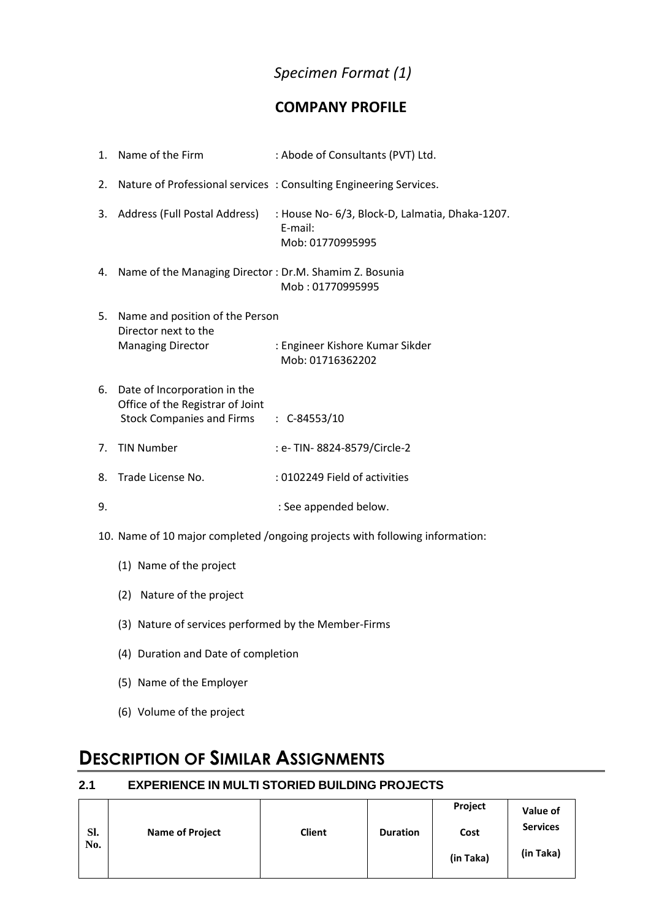*Specimen Format (1)*

## COMPANY PROFILE

1. Name of the Firm : Abode of Consultants (PVT) Ltd.
2. Nature of Professional services : Consulting Engineering Services.
3. Address (Full Postal Address) : House No- 6/3, Block-D, Lalmatia, Dhaka-1207.
   E-mail:
   Mob: 01770995995
4. Name of the Managing Director : Dr.M. Shamim Z. Bosunia
   Mob : 01770995995
5. Name and position of the Person Director next to the Managing Director : Engineer Kishore Kumar Sikder
   Mob: 01716362202
6. Date of Incorporation in the Office of the Registrar of Joint Stock Companies and Firms : C-84553/10
7. TIN Number : e- TIN- 8824-8579/Circle-2
8. Trade License No. : 0102249 Field of activities
9. : See appended below.
10. Name of 10 major completed /ongoing projects with following information:
    (1) Name of the project
    (2) Nature of the project
    (3) Nature of services performed by the Member-Firms
    (4) Duration and Date of completion
    (5) Name of the Employer
    (6) Volume of the project

# DESCRIPTION OF SIMILAR ASSIGNMENTS

### 2.1 EXPERIENCE IN MULTI STORIED BUILDING PROJECTS

| Sl. No. | Name of Project | Client | Duration | Project Cost (in Taka) | Value of Services (in Taka) |
|---|---|---|---|---|---|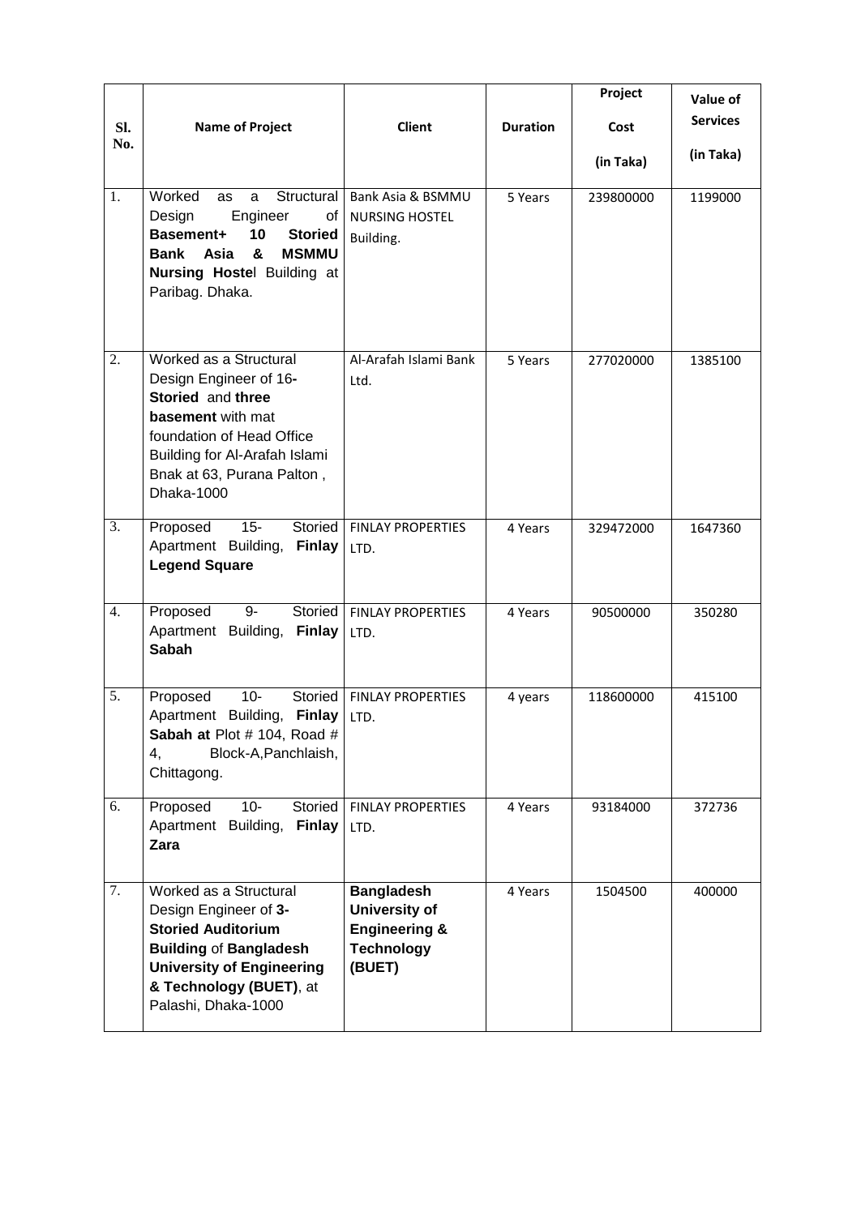| Sl. No. | Name of Project | Client | Duration | Project Cost (in Taka) | Value of Services (in Taka) |
|---|---|---|---|---|---|
| 1. | Worked as a Structural Design Engineer of **Basement+ 10 Storied Bank Asia & MSMMU Nursing Hostel** Building at Paribag. Dhaka. | Bank Asia & BSMMU NURSING HOSTEL Building. | 5 Years | 239800000 | 1199000 |
| 2. | Worked as a Structural Design Engineer of 16**-Storied** and **three basement** with mat foundation of Head Office Building for Al-Arafah Islami Bnak at 63, Purana Palton , Dhaka-1000 | Al-Arafah Islami Bank Ltd. | 5 Years | 277020000 | 1385100 |
| 3. | Proposed 15- Storied Apartment Building, **Finlay Legend Square** | FINLAY PROPERTIES LTD. | 4 Years | 329472000 | 1647360 |
| 4. | Proposed 9- Storied Apartment Building, **Finlay Sabah** | FINLAY PROPERTIES LTD. | 4 Years | 90500000 | 350280 |
| 5. | Proposed 10- Storied Apartment Building, **Finlay Sabah at** Plot # 104, Road # 4, Block-A,Panchlaish, Chittagong. | FINLAY PROPERTIES LTD. | 4 years | 118600000 | 415100 |
| 6. | Proposed 10- Storied Apartment Building, **Finlay Zara** | FINLAY PROPERTIES LTD. | 4 Years | 93184000 | 372736 |
| 7. | Worked as a Structural Design Engineer of **3-Storied Auditorium Building** of **Bangladesh University of Engineering & Technology (BUET)**, at Palashi, Dhaka-1000 | **Bangladesh University of Engineering & Technology (BUET)** | 4 Years | 1504500 | 400000 |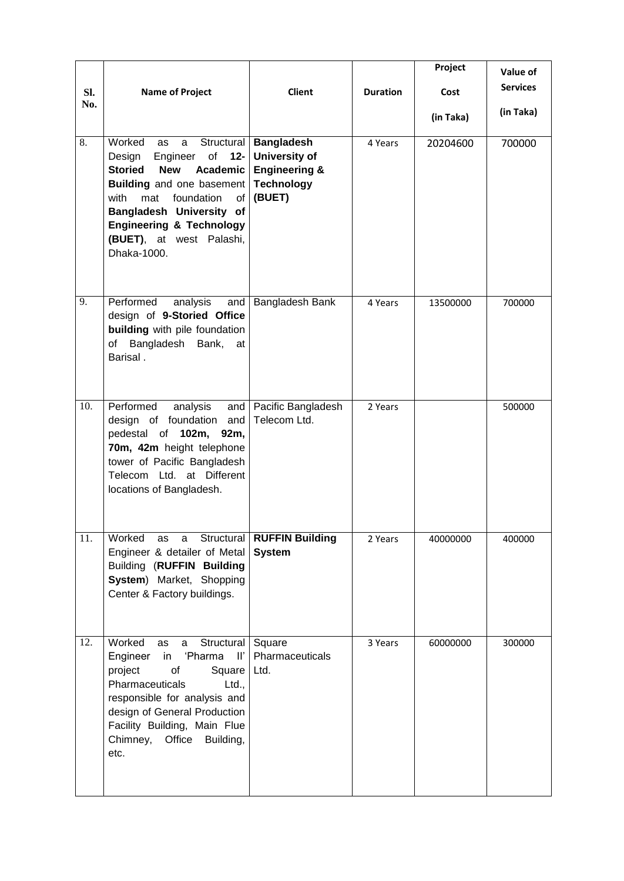| Sl. No. | Name of Project | Client | Duration | Project Cost (in Taka) | Value of Services (in Taka) |
|---|---|---|---|---|---|
| 8. | Worked as a Structural Design Engineer of **12-Storied New Academic Building** and one basement with mat foundation of **Bangladesh University of Engineering & Technology (BUET)**, at west Palashi, Dhaka-1000. | **Bangladesh University of Engineering & Technology (BUET)** | 4 Years | 20204600 | 700000 |
| 9. | Performed analysis and design of **9-Storied Office building** with pile foundation of Bangladesh Bank, at Barisal . | Bangladesh Bank | 4 Years | 13500000 | 700000 |
| 10. | Performed analysis and design of foundation and pedestal of **102m, 92m, 70m, 42m** height telephone tower of Pacific Bangladesh Telecom Ltd. at Different locations of Bangladesh. | Pacific Bangladesh Telecom Ltd. | 2 Years | | 500000 |
| 11. | Worked as a Structural Engineer & detailer of Metal Building (**RUFFIN Building System**) Market, Shopping Center & Factory buildings. | **RUFFIN Building System** | 2 Years | 40000000 | 400000 |
| 12. | Worked as a Structural Engineer in 'Pharma II' project of Square Pharmaceuticals Ltd., responsible for analysis and design of General Production Facility Building, Main Flue Chimney, Office Building, etc. | Square Pharmaceuticals Ltd. | 3 Years | 60000000 | 300000 |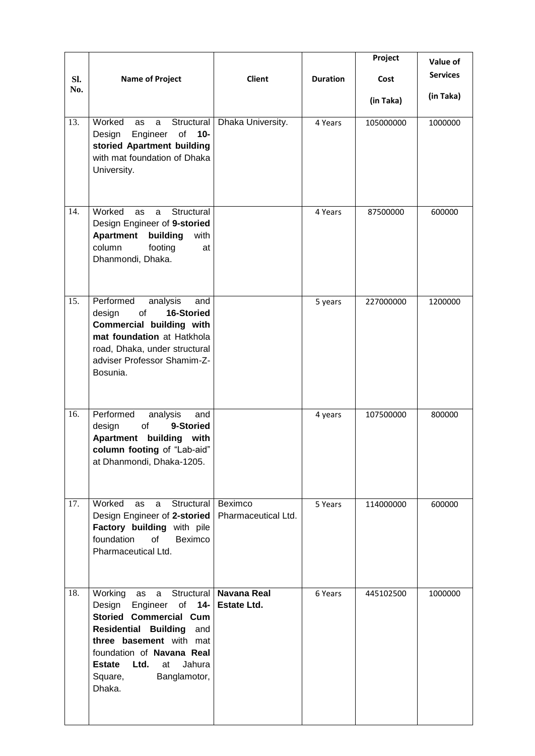| Sl. No. | Name of Project | Client | Duration | Project Cost (in Taka) | Value of Services (in Taka) |
|---|---|---|---|---|---|
| 13. | Worked as a Structural Design Engineer of **10-storied Apartment building** with mat foundation of Dhaka University. | Dhaka University. | 4 Years | 105000000 | 1000000 |
| 14. | Worked as a Structural Design Engineer of **9-storied Apartment building** with column footing at Dhanmondi, Dhaka. | | 4 Years | 87500000 | 600000 |
| 15. | Performed analysis and design of **16-Storied Commercial building with mat foundation** at Hatkhola road, Dhaka, under structural adviser Professor Shamim-Z-Bosunia. | | 5 years | 227000000 | 1200000 |
| 16. | Performed analysis and design of **9-Storied Apartment building with column footing** of "Lab-aid" at Dhanmondi, Dhaka-1205. | | 4 years | 107500000 | 800000 |
| 17. | Worked as a Structural Design Engineer of **2-storied Factory building** with pile foundation of Beximco Pharmaceutical Ltd. | Beximco Pharmaceutical Ltd. | 5 Years | 114000000 | 600000 |
| 18. | Working as a Structural Design Engineer of **14-Storied Commercial Cum Residential Building** and **three basement** with mat foundation of **Navana Real Estate Ltd.** at Jahura Square, Banglamotor, Dhaka. | **Navana Real Estate Ltd.** | 6 Years | 445102500 | 1000000 |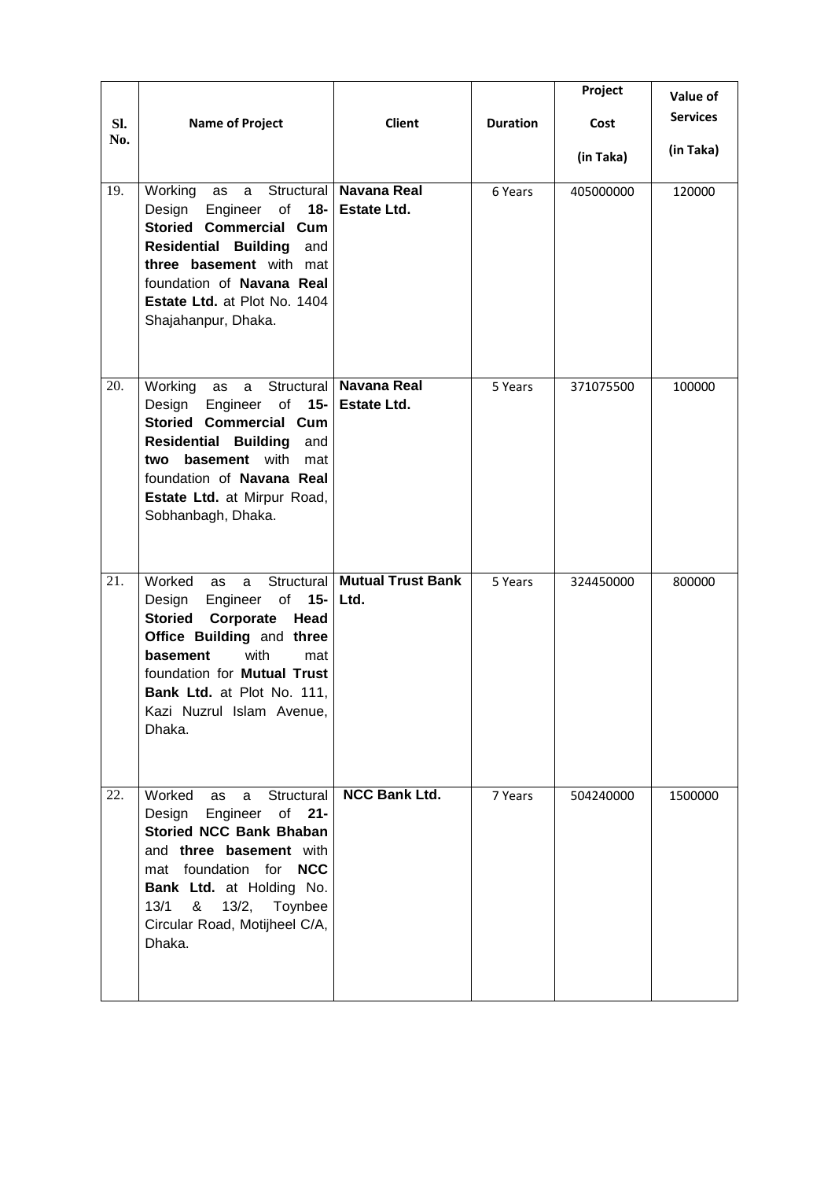| Sl. No. | Name of Project | Client | Duration | Project Cost (in Taka) | Value of Services (in Taka) |
|---|---|---|---|---|---|
| 19. | Working as a Structural Design Engineer of **18-Storied Commercial Cum Residential Building** and **three basement** with mat foundation of **Navana Real Estate Ltd.** at Plot No. 1404 Shajahanpur, Dhaka. | **Navana Real Estate Ltd.** | 6 Years | 405000000 | 120000 |
| 20. | Working as a Structural Design Engineer of **15-Storied Commercial Cum Residential Building** and **two basement** with mat foundation of **Navana Real Estate Ltd.** at Mirpur Road, Sobhanbagh, Dhaka. | **Navana Real Estate Ltd.** | 5 Years | 371075500 | 100000 |
| 21. | Worked as a Structural Design Engineer of **15-Storied Corporate Head Office Building** and **three basement** with mat foundation for **Mutual Trust Bank Ltd.** at Plot No. 111, Kazi Nuzrul Islam Avenue, Dhaka. | **Mutual Trust Bank Ltd.** | 5 Years | 324450000 | 800000 |
| 22. | Worked as a Structural Design Engineer of **21-Storied NCC Bank Bhaban** and **three basement** with mat foundation for **NCC Bank Ltd.** at Holding No. 13/1 & 13/2, Toynbee Circular Road, Motijheel C/A, Dhaka. | **NCC Bank Ltd.** | 7 Years | 504240000 | 1500000 |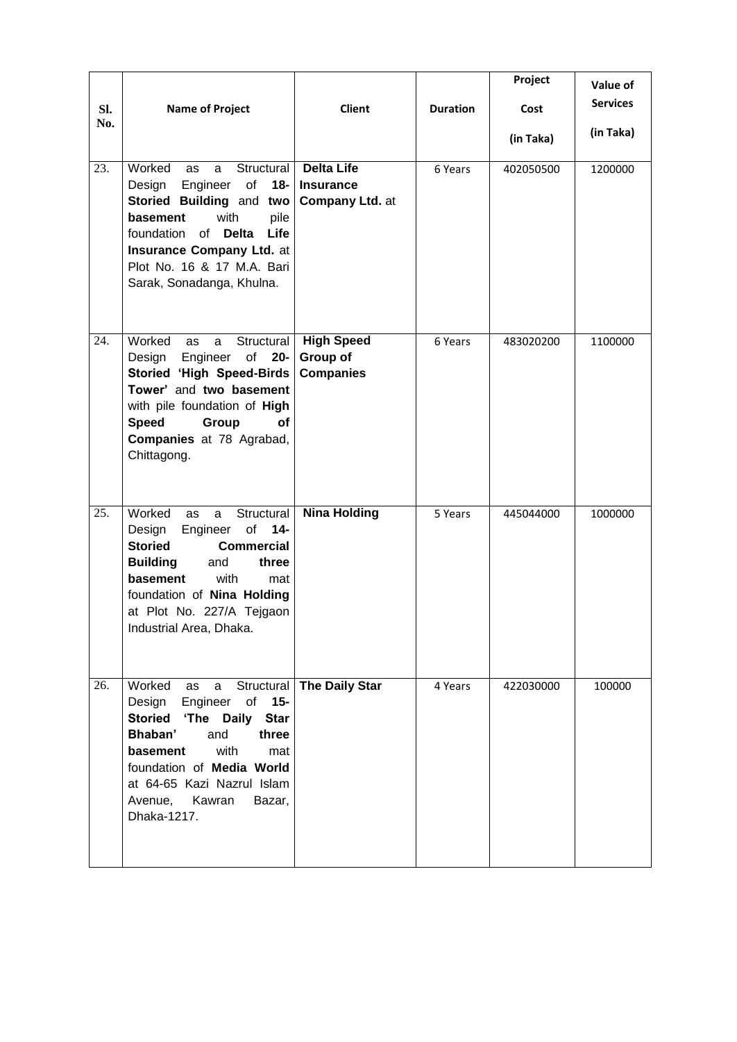| Sl. No. | Name of Project | Client | Duration | Project Cost (in Taka) | Value of Services (in Taka) |
|---|---|---|---|---|---|
| 23. | Worked as a Structural Design Engineer of **18-Storied Building** and **two basement** with pile foundation of **Delta Life Insurance Company Ltd.** at Plot No. 16 & 17 M.A. Bari Sarak, Sonadanga, Khulna. | **Delta Life Insurance Company Ltd.** at | 6 Years | 402050500 | 1200000 |
| 24. | Worked as a Structural Design Engineer of **20-Storied 'High Speed-Birds Tower'** and **two basement** with pile foundation of **High Speed Group of Companies** at 78 Agrabad, Chittagong. | **High Speed Group of Companies** | 6 Years | 483020200 | 1100000 |
| 25. | Worked as a Structural Design Engineer of **14-Storied Commercial Building** and **three basement** with mat foundation of **Nina Holding** at Plot No. 227/A Tejgaon Industrial Area, Dhaka. | **Nina Holding** | 5 Years | 445044000 | 1000000 |
| 26. | Worked as a Structural Design Engineer of **15-Storied 'The Daily Star Bhaban'** and **three basement** with mat foundation of **Media World** at 64-65 Kazi Nazrul Islam Avenue, Kawran Bazar, Dhaka-1217. | **The Daily Star** | 4 Years | 422030000 | 100000 |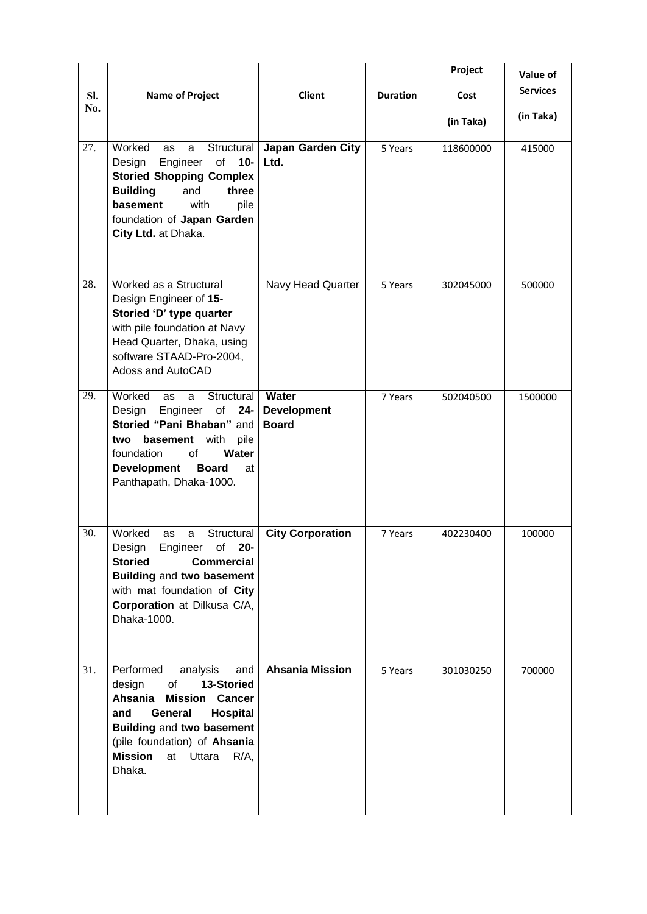| Sl. No. | Name of Project | Client | Duration | Project Cost (in Taka) | Value of Services (in Taka) |
|---|---|---|---|---|---|
| 27. | Worked as a Structural Design Engineer of **10-Storied Shopping Complex Building** and **three basement** with pile foundation of **Japan Garden City Ltd.** at Dhaka. | **Japan Garden City Ltd.** | 5 Years | 118600000 | 415000 |
| 28. | Worked as a Structural Design Engineer of **15-Storied 'D' type quarter** with pile foundation at Navy Head Quarter, Dhaka, using software STAAD-Pro-2004, Adoss and AutoCAD | Navy Head Quarter | 5 Years | 302045000 | 500000 |
| 29. | Worked as a Structural Design Engineer of **24-Storied "Pani Bhaban"** and **two basement** with pile foundation of **Water Development Board** at Panthapath, Dhaka-1000. | **Water Development Board** | 7 Years | 502040500 | 1500000 |
| 30. | Worked as a Structural Design Engineer of **20-Storied Commercial Building** and **two basement** with mat foundation of **City Corporation** at Dilkusa C/A, Dhaka-1000. | **City Corporation** | 7 Years | 402230400 | 100000 |
| 31. | Performed analysis and design of **13-Storied Ahsania Mission Cancer and General Hospital Building** and **two basement** (pile foundation) of **Ahsania Mission** at Uttara R/A, Dhaka. | **Ahsania Mission** | 5 Years | 301030250 | 700000 |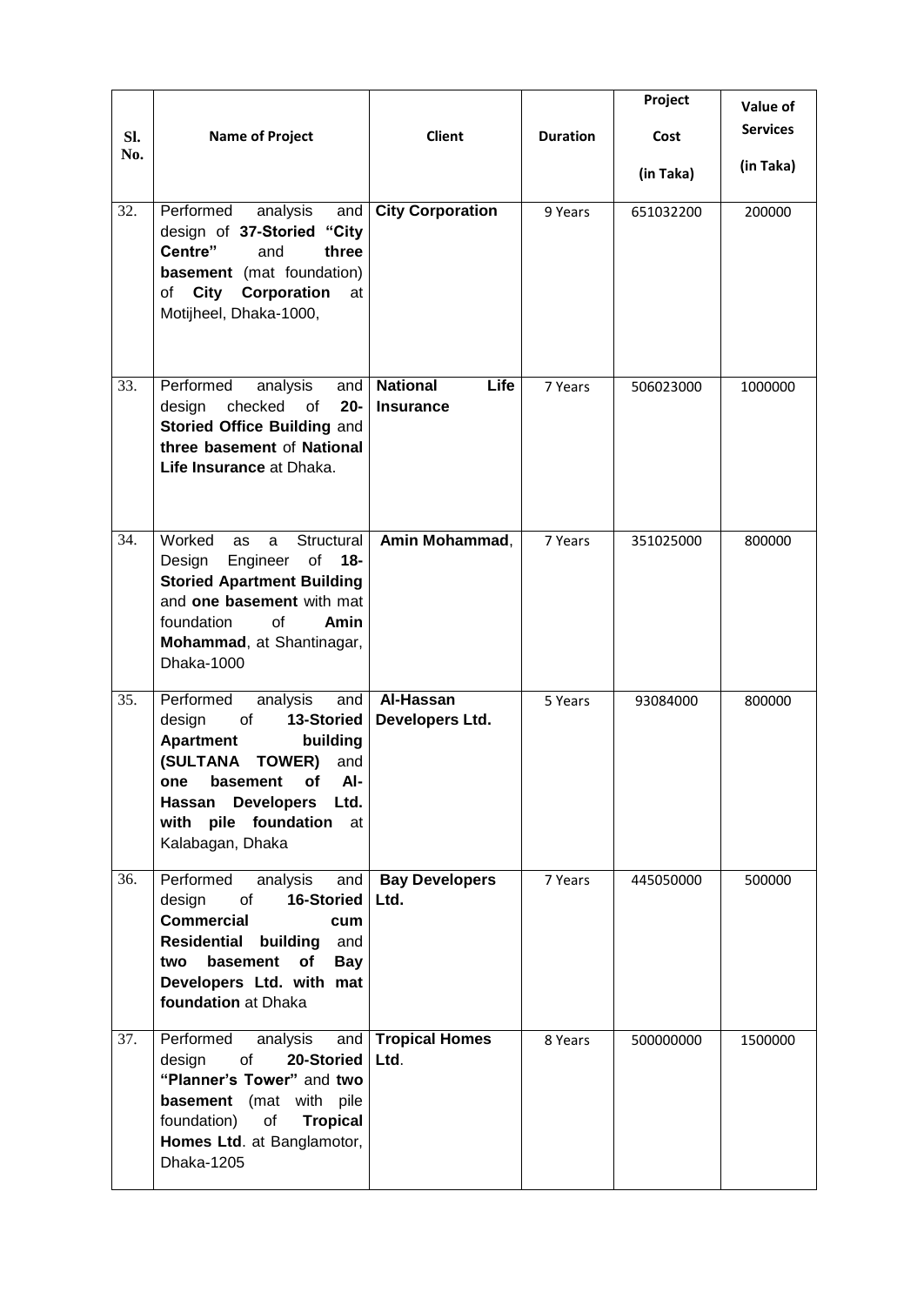| Sl. No. | Name of Project | Client | Duration | Project Cost (in Taka) | Value of Services (in Taka) |
|---|---|---|---|---|---|
| 32. | Performed analysis and design of **37-Storied "City Centre"** and **three basement** (mat foundation) of **City Corporation** at Motijheel, Dhaka-1000, | **City Corporation** | 9 Years | 651032200 | 200000 |
| 33. | Performed analysis and design checked of **20-Storied Office Building** and **three basement** of **National Life Insurance** at Dhaka. | **National Life Insurance** | 7 Years | 506023000 | 1000000 |
| 34. | Worked as a Structural Design Engineer of **18-Storied Apartment Building** and **one basement** with mat foundation of **Amin Mohammad**, at Shantinagar, Dhaka-1000 | **Amin Mohammad**, | 7 Years | 351025000 | 800000 |
| 35. | Performed analysis and design of **13-Storied Apartment building (SULTANA TOWER)** and **one basement of Al-Hassan Developers Ltd. with pile foundation** at Kalabagan, Dhaka | **Al-Hassan Developers Ltd.** | 5 Years | 93084000 | 800000 |
| 36. | Performed analysis and design of **16-Storied Commercial cum Residential building** and **two basement of Bay Developers Ltd. with mat foundation** at Dhaka | **Bay Developers Ltd.** | 7 Years | 445050000 | 500000 |
| 37. | Performed analysis and design of **20-Storied "Planner's Tower"** and **two basement** (mat with pile foundation) of **Tropical Homes Ltd**. at Banglamotor, Dhaka-1205 | **Tropical Homes Ltd**. | 8 Years | 500000000 | 1500000 |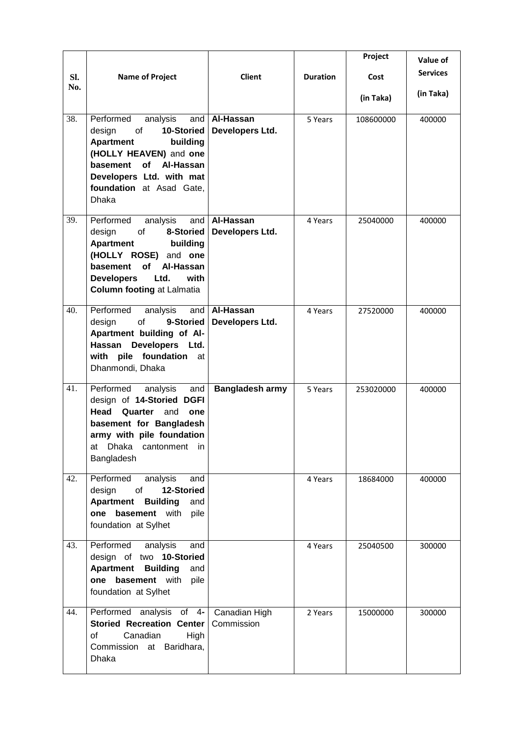| Sl. No. | Name of Project | Client | Duration | Project Cost (in Taka) | Value of Services (in Taka) |
|---|---|---|---|---|---|
| 38. | Performed analysis and design of **10-Storied Apartment building (HOLLY HEAVEN)** and **one basement of Al-Hassan Developers Ltd. with mat foundation** at Asad Gate, Dhaka | **Al-Hassan Developers Ltd.** | 5 Years | 108600000 | 400000 |
| 39. | Performed analysis and design of **8-Storied Apartment building (HOLLY ROSE)** and **one basement of Al-Hassan Developers Ltd. with Column footing** at Lalmatia | **Al-Hassan Developers Ltd.** | 4 Years | 25040000 | 400000 |
| 40. | Performed analysis and design of **9-Storied Apartment building of Al-Hassan Developers Ltd. with pile foundation** at Dhanmondi, Dhaka | **Al-Hassan Developers Ltd.** | 4 Years | 27520000 | 400000 |
| 41. | Performed analysis and design of **14-Storied DGFI Head Quarter** and **one basement for Bangladesh army with pile foundation** at Dhaka cantonment in Bangladesh | **Bangladesh army** | 5 Years | 253020000 | 400000 |
| 42. | Performed analysis and design of **12-Storied Apartment Building** and **one basement** with pile foundation at Sylhet | | 4 Years | 18684000 | 400000 |
| 43. | Performed analysis and design of two **10-Storied Apartment Building** and **one basement** with pile foundation at Sylhet | | 4 Years | 25040500 | 300000 |
| 44. | Performed analysis of **4-Storied Recreation Center** of Canadian High Commission at Baridhara, Dhaka | Canadian High Commission | 2 Years | 15000000 | 300000 |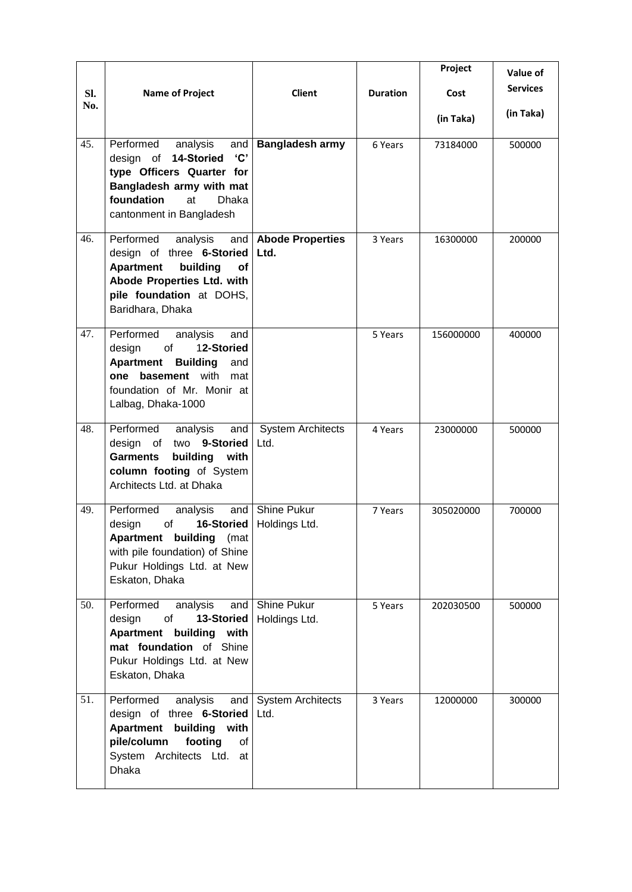| Sl. No. | Name of Project | Client | Duration | Project Cost (in Taka) | Value of Services (in Taka) |
|---|---|---|---|---|---|
| 45. | Performed analysis and design of **14-Storied 'C' type Officers Quarter for Bangladesh army with mat foundation** at Dhaka cantonment in Bangladesh | **Bangladesh army** | 6 Years | 73184000 | 500000 |
| 46. | Performed analysis and design of three **6-Storied Apartment building of Abode Properties Ltd. with pile foundation** at DOHS, Baridhara, Dhaka | **Abode Properties Ltd.** | 3 Years | 16300000 | 200000 |
| 47. | Performed analysis and design of 1**2-Storied Apartment Building** and **one basement** with mat foundation of Mr. Monir at Lalbag, Dhaka-1000 | | 5 Years | 156000000 | 400000 |
| 48. | Performed analysis and design of two **9-Storied Garments building with column footing** of System Architects Ltd. at Dhaka | System Architects Ltd. | 4 Years | 23000000 | 500000 |
| 49. | Performed analysis and design of **16-Storied Apartment building** (mat with pile foundation) of Shine Pukur Holdings Ltd. at New Eskaton, Dhaka | Shine Pukur Holdings Ltd. | 7 Years | 305020000 | 700000 |
| 50. | Performed analysis and design of **13-Storied Apartment building with mat foundation** of Shine Pukur Holdings Ltd. at New Eskaton, Dhaka | Shine Pukur Holdings Ltd. | 5 Years | 202030500 | 500000 |
| 51. | Performed analysis and design of three **6-Storied Apartment building with pile/column footing** of System Architects Ltd. at Dhaka | System Architects Ltd. | 3 Years | 12000000 | 300000 |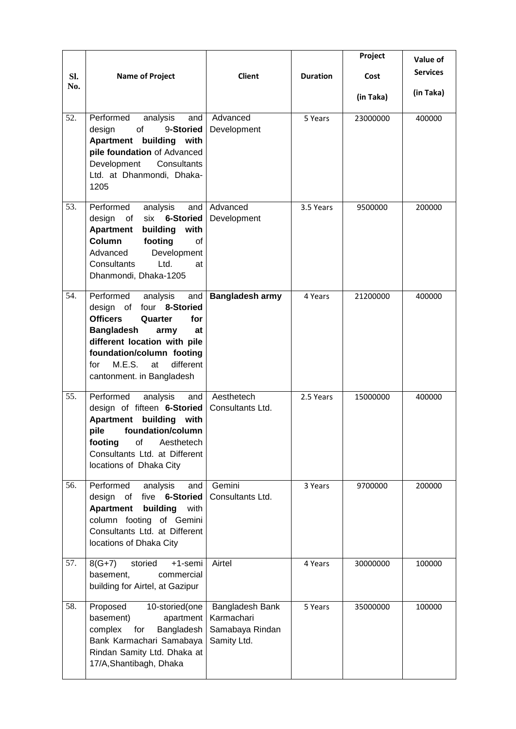| Sl. No. | Name of Project | Client | Duration | Project Cost (in Taka) | Value of Services (in Taka) |
|---|---|---|---|---|---|
| 52. | Performed analysis and design of 9-**Storied Apartment building with pile foundation** of Advanced Development Consultants Ltd. at Dhanmondi, Dhaka-1205 | Advanced Development | 5 Years | 23000000 | 400000 |
| 53. | Performed analysis and design of six **6-Storied Apartment building with Column footing** of Advanced Development Consultants Ltd. at Dhanmondi, Dhaka-1205 | Advanced Development | 3.5 Years | 9500000 | 200000 |
| 54. | Performed analysis and design of four **8-Storied Officers Quarter for Bangladesh army at different location with pile foundation/column footing** for M.E.S. at different cantonment. in Bangladesh | **Bangladesh army** | 4 Years | 21200000 | 400000 |
| 55. | Performed analysis and design of fifteen **6-Storied Apartment building with pile foundation/column footing** of Aesthetech Consultants Ltd. at Different locations of Dhaka City | Aesthetech Consultants Ltd. | 2.5 Years | 15000000 | 400000 |
| 56. | Performed analysis and design of five **6-Storied Apartment building** with column footing of Gemini Consultants Ltd. at Different locations of Dhaka City | Gemini Consultants Ltd. | 3 Years | 9700000 | 200000 |
| 57. | 8(G+7) storied +1-semi basement, commercial building for Airtel, at Gazipur | Airtel | 4 Years | 30000000 | 100000 |
| 58. | Proposed 10-storied(one basement) apartment complex for Bangladesh Bank Karmachari Samabaya Rindan Samity Ltd. Dhaka at 17/A,Shantibagh, Dhaka | Bangladesh Bank Karmachari Samabaya Rindan Samity Ltd. | 5 Years | 35000000 | 100000 |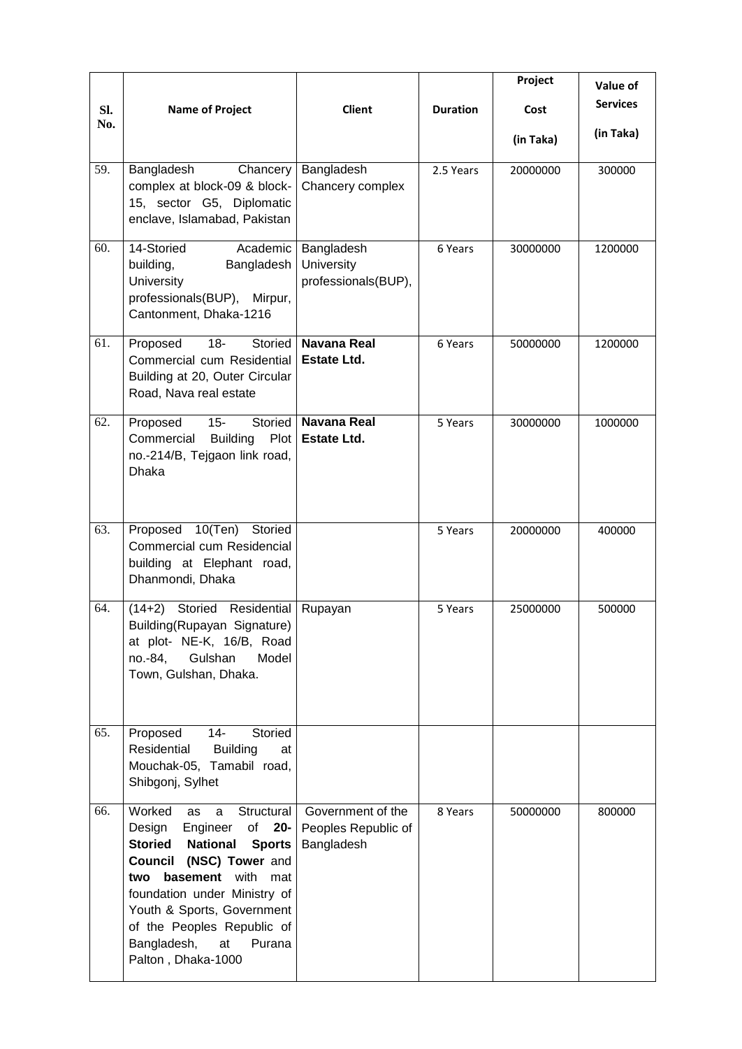| Sl. No. | Name of Project | Client | Duration | Project Cost (in Taka) | Value of Services (in Taka) |
|---|---|---|---|---|---|
| 59. | Bangladesh Chancery complex at block-09 & block-15, sector G5, Diplomatic enclave, Islamabad, Pakistan | Bangladesh Chancery complex | 2.5 Years | 20000000 | 300000 |
| 60. | 14-Storied Academic building, Bangladesh University professionals(BUP), Mirpur, Cantonment, Dhaka-1216 | Bangladesh University professionals(BUP), | 6 Years | 30000000 | 1200000 |
| 61. | Proposed 18- Storied Commercial cum Residential Building at 20, Outer Circular Road, Nava real estate | **Navana Real Estate Ltd.** | 6 Years | 50000000 | 1200000 |
| 62. | Proposed 15- Storied Commercial Building Plot no.-214/B, Tejgaon link road, Dhaka | **Navana Real Estate Ltd.** | 5 Years | 30000000 | 1000000 |
| 63. | Proposed 10(Ten) Storied Commercial cum Residencial building at Elephant road, Dhanmondi, Dhaka | | 5 Years | 20000000 | 400000 |
| 64. | (14+2) Storied Residential Building(Rupayan Signature) at plot- NE-K, 16/B, Road no.-84, Gulshan Model Town, Gulshan, Dhaka. | Rupayan | 5 Years | 25000000 | 500000 |
| 65. | Proposed 14- Storied Residential Building at Mouchak-05, Tamabil road, Shibgonj, Sylhet | | | | |
| 66. | Worked as a Structural Design Engineer of **20-Storied National Sports Council (NSC) Tower** and **two basement** with mat foundation under Ministry of Youth & Sports, Government of the Peoples Republic of Bangladesh, at Purana Palton , Dhaka-1000 | Government of the Peoples Republic of Bangladesh | 8 Years | 50000000 | 800000 |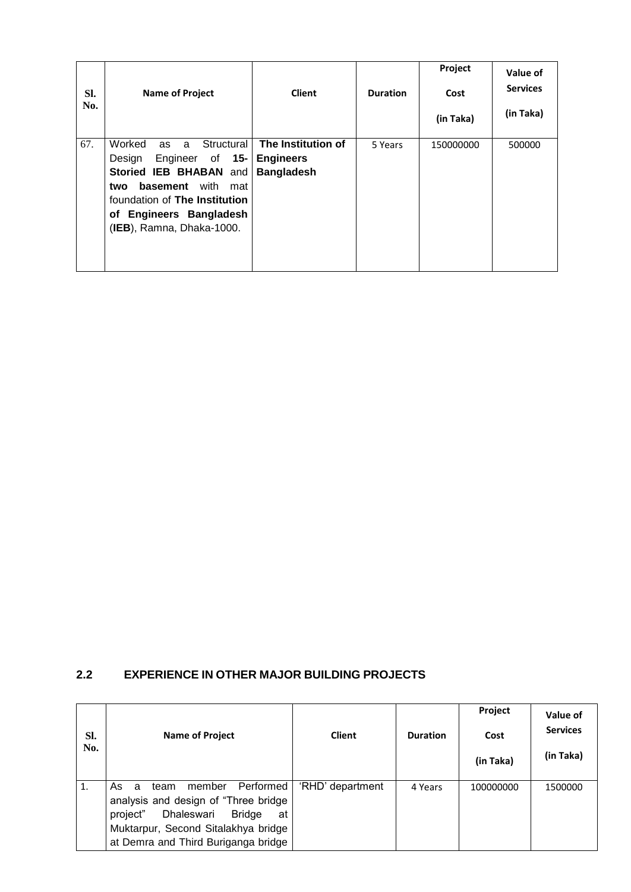| Sl. No. | Name of Project | Client | Duration | Project Cost (in Taka) | Value of Services (in Taka) |
|---|---|---|---|---|---|
| 67. | Worked as a Structural Design Engineer of **15-Storied IEB BHABAN** and **two basement** with mat foundation of **The Institution of Engineers Bangladesh** (**IEB**), Ramna, Dhaka-1000. | **The Institution of Engineers Bangladesh** | 5 Years | 150000000 | 500000 |

## 2.2 EXPERIENCE IN OTHER MAJOR BUILDING PROJECTS

| Sl. No. | Name of Project | Client | Duration | Project Cost (in Taka) | Value of Services (in Taka) |
|---|---|---|---|---|---|
| 1. | As a team member Performed analysis and design of "Three bridge project" Dhaleswari Bridge at Muktarpur, Second Sitalakhya bridge at Demra and Third Buriganga bridge | 'RHD' department | 4 Years | 100000000 | 1500000 |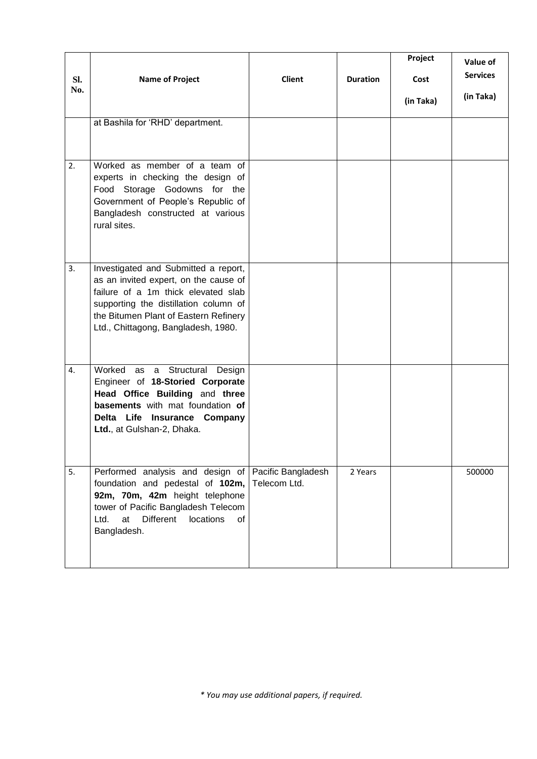| Sl. No. | Name of Project | Client | Duration | Project Cost (in Taka) | Value of Services (in Taka) |
|---|---|---|---|---|---|
| | at Bashila for 'RHD' department. | | | | |
| 2. | Worked as member of a team of experts in checking the design of Food Storage Godowns for the Government of People's Republic of Bangladesh constructed at various rural sites. | | | | |
| 3. | Investigated and Submitted a report, as an invited expert, on the cause of failure of a 1m thick elevated slab supporting the distillation column of the Bitumen Plant of Eastern Refinery Ltd., Chittagong, Bangladesh, 1980. | | | | |
| 4. | Worked as a Structural Design Engineer of **18-Storied Corporate Head Office Building** and **three basements** with mat foundation **of Delta Life Insurance Company Ltd.**, at Gulshan-2, Dhaka. | | | | |
| 5. | Performed analysis and design of foundation and pedestal of **102m, 92m, 70m, 42m** height telephone tower of Pacific Bangladesh Telecom Ltd. at Different locations of Bangladesh. | Pacific Bangladesh Telecom Ltd. | 2 Years | | 500000 |

*\* You may use additional papers, if required.*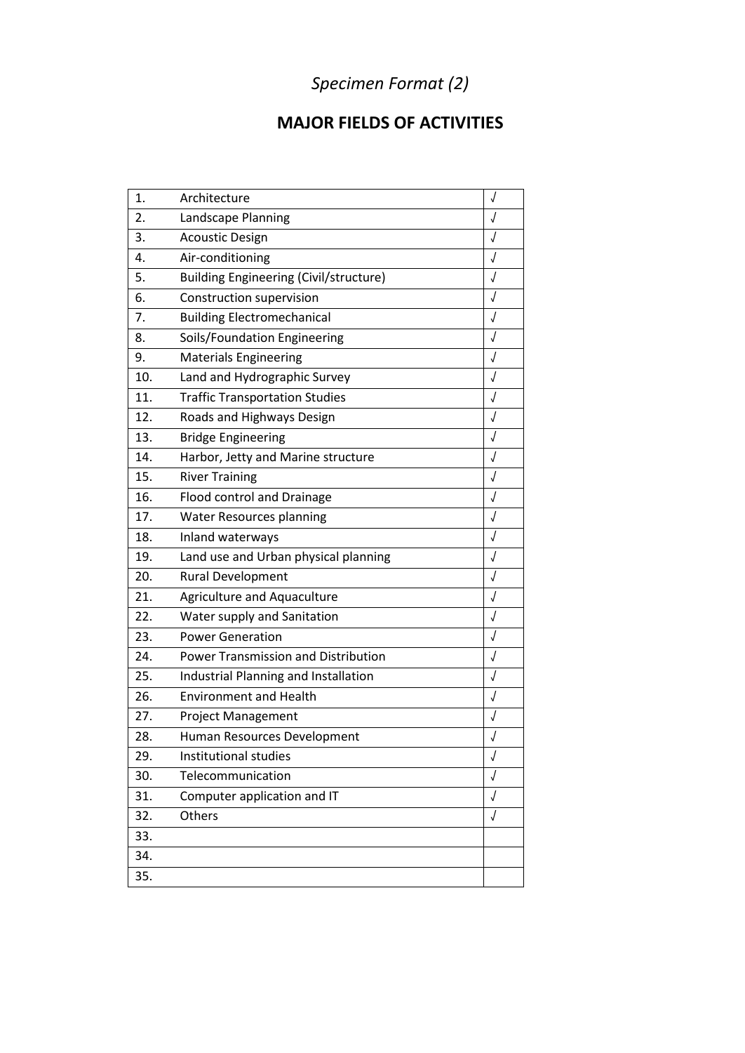*Specimen Format (2)*

## MAJOR FIELDS OF ACTIVITIES

| | | |
|---|---|---|
| 1. | Architecture | √ |
| 2. | Landscape Planning | √ |
| 3. | Acoustic Design | √ |
| 4. | Air-conditioning | √ |
| 5. | Building Engineering (Civil/structure) | √ |
| 6. | Construction supervision | √ |
| 7. | Building Electromechanical | √ |
| 8. | Soils/Foundation Engineering | √ |
| 9. | Materials Engineering | √ |
| 10. | Land and Hydrographic Survey | √ |
| 11. | Traffic Transportation Studies | √ |
| 12. | Roads and Highways Design | √ |
| 13. | Bridge Engineering | √ |
| 14. | Harbor, Jetty and Marine structure | √ |
| 15. | River Training | √ |
| 16. | Flood control and Drainage | √ |
| 17. | Water Resources planning | √ |
| 18. | Inland waterways | √ |
| 19. | Land use and Urban physical planning | √ |
| 20. | Rural Development | √ |
| 21. | Agriculture and Aquaculture | √ |
| 22. | Water supply and Sanitation | √ |
| 23. | Power Generation | √ |
| 24. | Power Transmission and Distribution | √ |
| 25. | Industrial Planning and Installation | √ |
| 26. | Environment and Health | √ |
| 27. | Project Management | √ |
| 28. | Human Resources Development | √ |
| 29. | Institutional studies | √ |
| 30. | Telecommunication | √ |
| 31. | Computer application and IT | √ |
| 32. | Others | √ |
| 33. | | |
| 34. | | |
| 35. | | |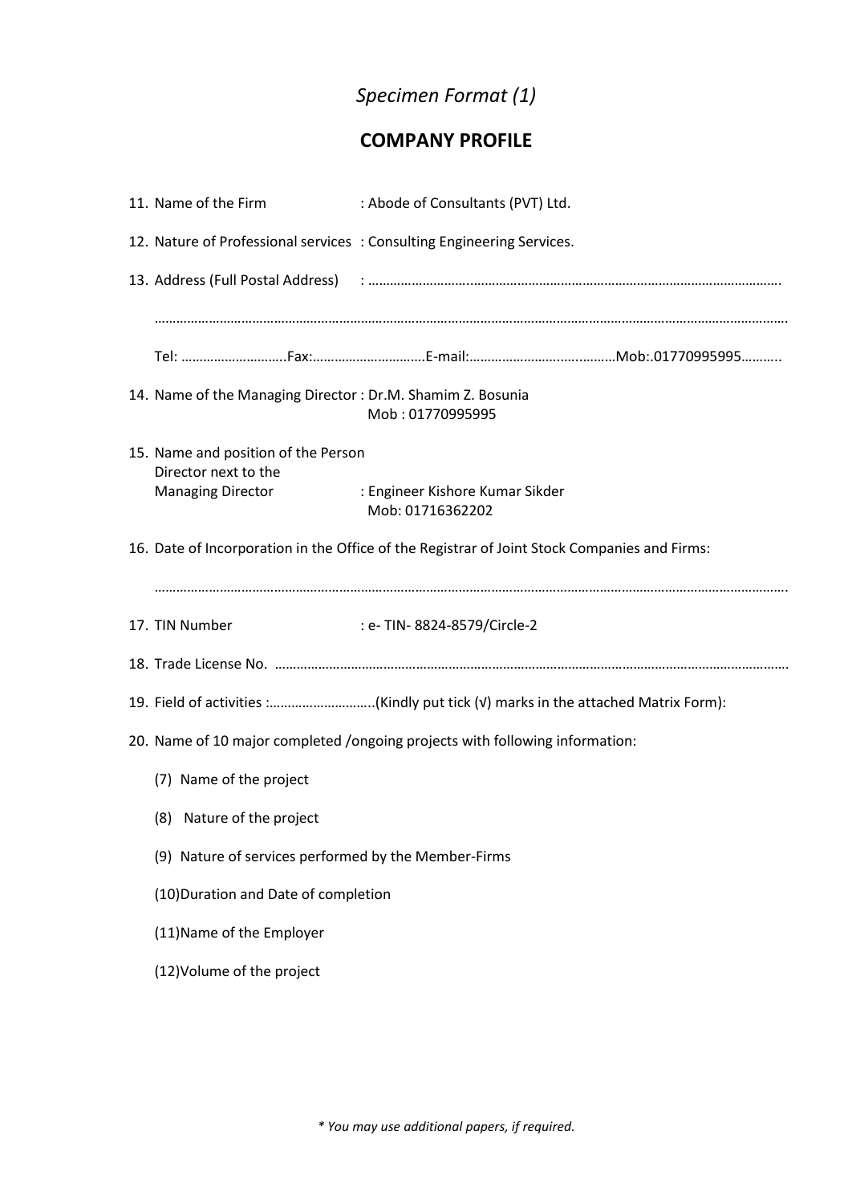*Specimen Format (1)*

## COMPANY PROFILE

11. Name of the Firm : Abode of Consultants (PVT) Ltd.

12. Nature of Professional services : Consulting Engineering Services.

13. Address (Full Postal Address) : …………………………………………………………………………………………………

    ……………………………………………………………………………………………………………………………………………

    Tel: ………………………..Fax:…………………………E-mail:…………………………………Mob:.01770995995………..

14. Name of the Managing Director : Dr.M. Shamim Z. Bosunia
    Mob : 01770995995

15. Name and position of the Person Director next to the Managing Director : Engineer Kishore Kumar Sikder
    Mob: 01716362202

16. Date of Incorporation in the Office of the Registrar of Joint Stock Companies and Firms:

    ……………………………………………………………………………………………………………………………………………

17. TIN Number : e- TIN- 8824-8579/Circle-2

18. Trade License No. ……………………………………………………………………………………………………………

19. Field of activities :………………………..(Kindly put tick (√) marks in the attached Matrix Form):

20. Name of 10 major completed /ongoing projects with following information:

    (7) Name of the project

    (8) Nature of the project

    (9) Nature of services performed by the Member-Firms

    (10)Duration and Date of completion

    (11)Name of the Employer

    (12)Volume of the project

*\* You may use additional papers, if required.*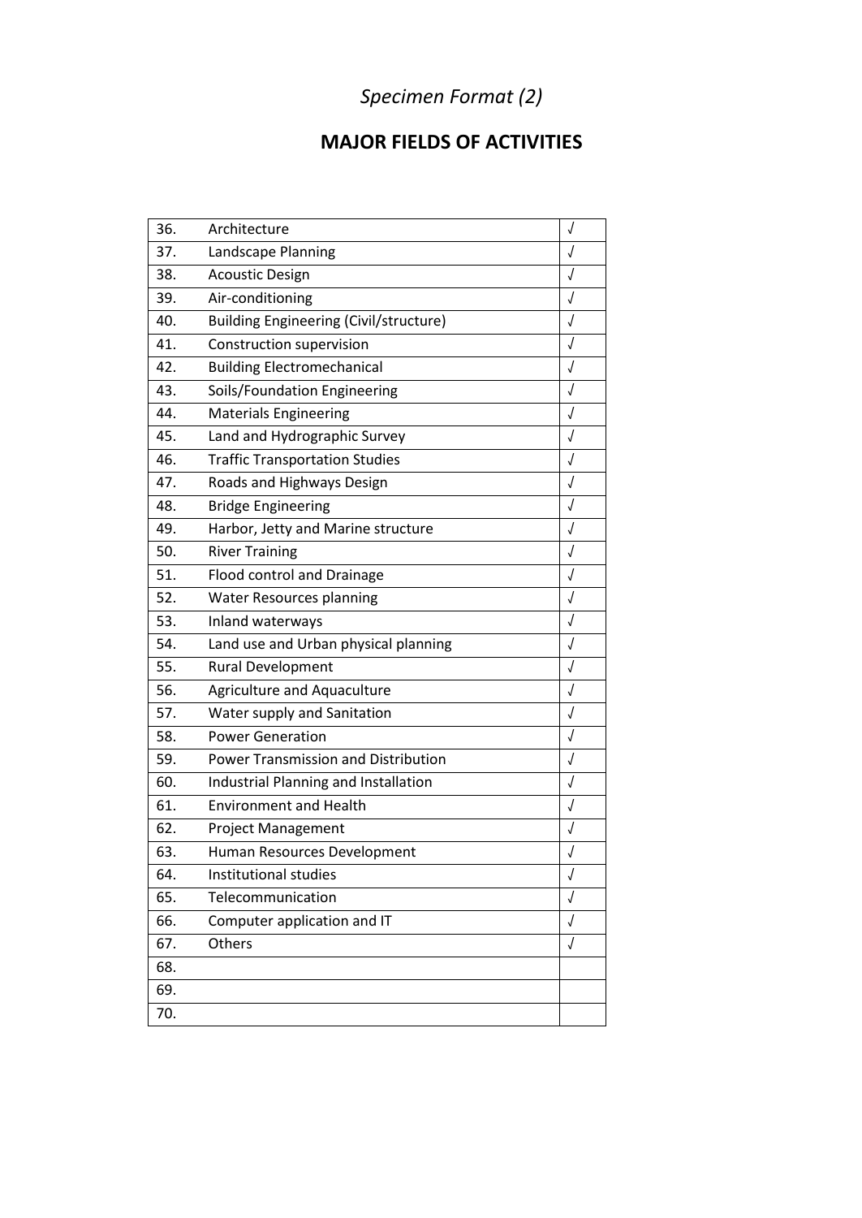*Specimen Format (2)*

## MAJOR FIELDS OF ACTIVITIES

| | | |
|---|---|---|
| 36. | Architecture | √ |
| 37. | Landscape Planning | √ |
| 38. | Acoustic Design | √ |
| 39. | Air-conditioning | √ |
| 40. | Building Engineering (Civil/structure) | √ |
| 41. | Construction supervision | √ |
| 42. | Building Electromechanical | √ |
| 43. | Soils/Foundation Engineering | √ |
| 44. | Materials Engineering | √ |
| 45. | Land and Hydrographic Survey | √ |
| 46. | Traffic Transportation Studies | √ |
| 47. | Roads and Highways Design | √ |
| 48. | Bridge Engineering | √ |
| 49. | Harbor, Jetty and Marine structure | √ |
| 50. | River Training | √ |
| 51. | Flood control and Drainage | √ |
| 52. | Water Resources planning | √ |
| 53. | Inland waterways | √ |
| 54. | Land use and Urban physical planning | √ |
| 55. | Rural Development | √ |
| 56. | Agriculture and Aquaculture | √ |
| 57. | Water supply and Sanitation | √ |
| 58. | Power Generation | √ |
| 59. | Power Transmission and Distribution | √ |
| 60. | Industrial Planning and Installation | √ |
| 61. | Environment and Health | √ |
| 62. | Project Management | √ |
| 63. | Human Resources Development | √ |
| 64. | Institutional studies | √ |
| 65. | Telecommunication | √ |
| 66. | Computer application and IT | √ |
| 67. | Others | √ |
| 68. | | |
| 69. | | |
| 70. | | |